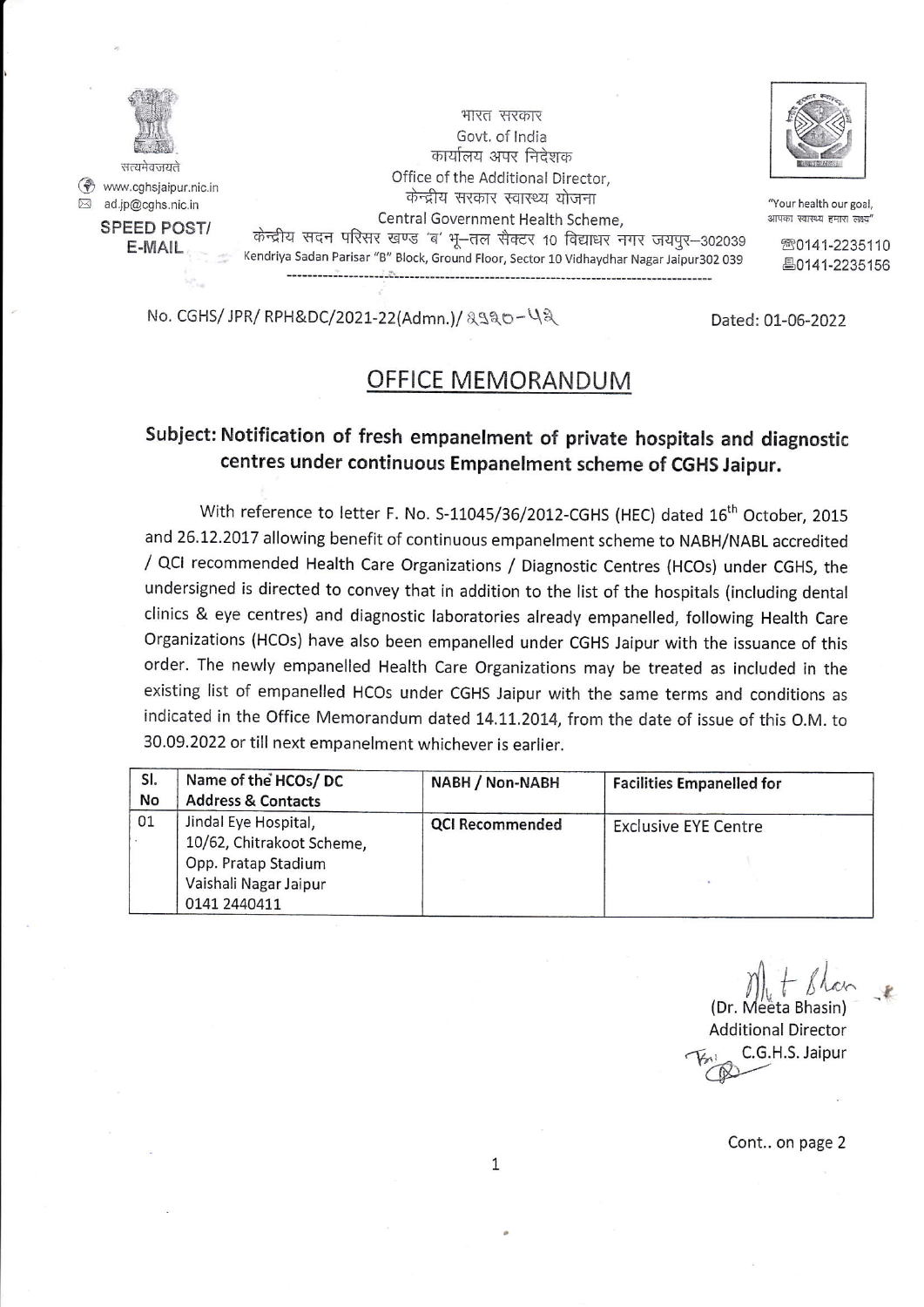सत्यमेव जयते

www.cghsjaipur.nic.in

ad.jp@cghs.nic.in

**SPEED POST/ E-MAIL**

भारत सरकार
Govt. of India
कार्यालय अपर निदेशक
Office of the Additional Director,
केन्द्रीय सरकार स्वास्थ्य योजना
Central Government Health Scheme,
केन्द्रीय सदन परिसर खण्ड 'ब' भू–तल सैक्टर 10 विद्याधर नगर जयपुर–302039
Kendriya Sadan Parisar "B" Block, Ground Floor, Sector 10 Vidhaydhar Nagar Jaipur302 039

"Your health our goal, आपका स्वास्थ्य हमारा लक्ष्य"

0141-2235110
0141-2235156

No. CGHS/ JPR/ RPH&DC/2021-22(Admn.)/ ३१३०-५३

Dated: 01-06-2022

## OFFICE MEMORANDUM

### Subject: Notification of fresh empanelment of private hospitals and diagnostic centres under continuous Empanelment scheme of CGHS Jaipur.

With reference to letter F. No. S-11045/36/2012-CGHS (HEC) dated 16th October, 2015 and 26.12.2017 allowing benefit of continuous empanelment scheme to NABH/NABL accredited / QCI recommended Health Care Organizations / Diagnostic Centres (HCOs) under CGHS, the undersigned is directed to convey that in addition to the list of the hospitals (including dental clinics & eye centres) and diagnostic laboratories already empanelled, following Health Care Organizations (HCOs) have also been empanelled under CGHS Jaipur with the issuance of this order. The newly empanelled Health Care Organizations may be treated as included in the existing list of empanelled HCOs under CGHS Jaipur with the same terms and conditions as indicated in the Office Memorandum dated 14.11.2014, from the date of issue of this O.M. to 30.09.2022 or till next empanelment whichever is earlier.

| Sl. No | Name of the HCOs/ DC Address & Contacts | NABH / Non-NABH | Facilities Empanelled for |
|---|---|---|---|
| 01 | Jindal Eye Hospital, 10/62, Chitrakoot Scheme, Opp. Pratap Stadium Vaishali Nagar Jaipur 0141 2440411 | QCI Recommended | Exclusive EYE Centre |

(Dr. Meeta Bhasin)
Additional Director
C.G.H.S. Jaipur

Cont.. on page 2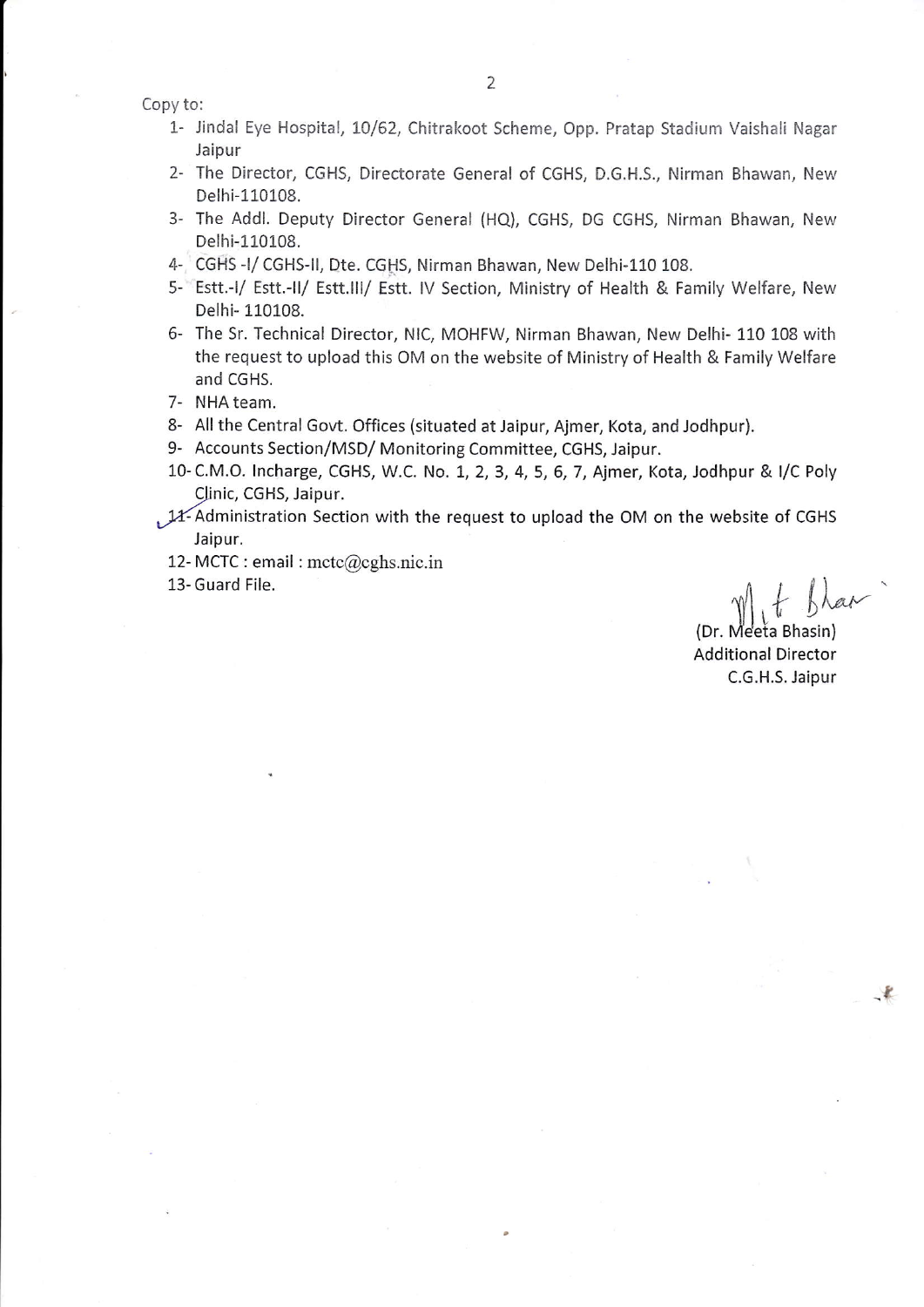Copy to:

1- Jindal Eye Hospital, 10/62, Chitrakoot Scheme, Opp. Pratap Stadium Vaishali Nagar Jaipur
2- The Director, CGHS, Directorate General of CGHS, D.G.H.S., Nirman Bhawan, New Delhi-110108.
3- The Addl. Deputy Director General (HQ), CGHS, DG CGHS, Nirman Bhawan, New Delhi-110108.
4- CGHS -I/ CGHS-II, Dte. CGHS, Nirman Bhawan, New Delhi-110 108.
5- Estt.-I/ Estt.-II/ Estt.III/ Estt. IV Section, Ministry of Health & Family Welfare, New Delhi- 110108.
6- The Sr. Technical Director, NIC, MOHFW, Nirman Bhawan, New Delhi- 110 108 with the request to upload this OM on the website of Ministry of Health & Family Welfare and CGHS.
7- NHA team.
8- All the Central Govt. Offices (situated at Jaipur, Ajmer, Kota, and Jodhpur).
9- Accounts Section/MSD/ Monitoring Committee, CGHS, Jaipur.
10- C.M.O. Incharge, CGHS, W.C. No. 1, 2, 3, 4, 5, 6, 7, Ajmer, Kota, Jodhpur & I/C Poly Clinic, CGHS, Jaipur.
11- Administration Section with the request to upload the OM on the website of CGHS Jaipur.
12- MCTC : email : mctc@cghs.nic.in
13- Guard File.

(Dr. Meeta Bhasin)
Additional Director
C.G.H.S. Jaipur